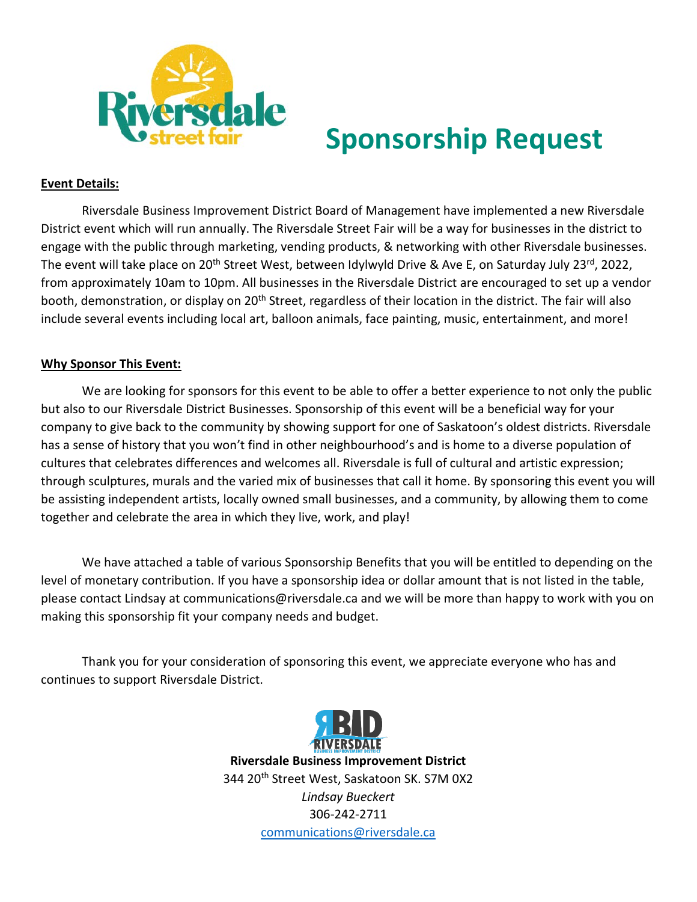# Sponsorship Request

**Event Details:**

Riversdale Business Improvement District Board of Management have implemented a new Riversdale District event which will run annually. The Riversdale Street Fair will be a way for businesses in the district to engage with the public through marketing, vending products, & networking with other Riversdale businesses. The event will take place on 20th Street West, between Idylwyld Drive & Ave E, on Saturday July 23rd, 2022, from approximately 10am to 10pm. All businesses in the Riversdale District are encouraged to set up a vendor booth, demonstration, or display on 20th Street, regardless of their location in the district. The fair will also include several events including local art, balloon animals, face painting, music, entertainment, and more!

**Why Sponsor This Event:**

We are looking for sponsors for this event to be able to offer a better experience to not only the public but also to our Riversdale District Businesses. Sponsorship of this event will be a beneficial way for your company to give back to the community by showing support for one of Saskatoon's oldest districts. Riversdale has a sense of history that you won't find in other neighbourhood's and is home to a diverse population of cultures that celebrates differences and welcomes all. Riversdale is full of cultural and artistic expression; through sculptures, murals and the varied mix of businesses that call it home. By sponsoring this event you will be assisting independent artists, locally owned small businesses, and a community, by allowing them to come together and celebrate the area in which they live, work, and play!

We have attached a table of various Sponsorship Benefits that you will be entitled to depending on the level of monetary contribution. If you have a sponsorship idea or dollar amount that is not listed in the table, please contact Lindsay at communications@riversdale.ca and we will be more than happy to work with you on making this sponsorship fit your company needs and budget.

Thank you for your consideration of sponsoring this event, we appreciate everyone who has and continues to support Riversdale District.

**Riversdale Business Improvement District**
344 20th Street West, Saskatoon SK. S7M 0X2
*Lindsay Bueckert*
306-242-2711
communications@riversdale.ca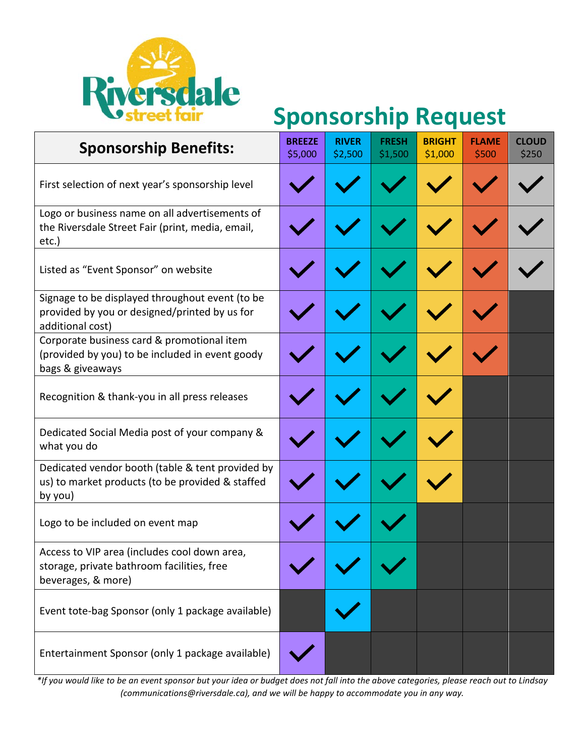# Sponsorship Request

| Sponsorship Benefits: | BREEZE $5,000 | RIVER $2,500 | FRESH $1,500 | BRIGHT $1,000 | FLAME $500 | CLOUD $250 |
|---|---|---|---|---|---|---|
| First selection of next year's sponsorship level | ✓ | ✓ | ✓ | ✓ | ✓ | ✓ |
| Logo or business name on all advertisements of the Riversdale Street Fair (print, media, email, etc.) | ✓ | ✓ | ✓ | ✓ | ✓ | ✓ |
| Listed as "Event Sponsor" on website | ✓ | ✓ | ✓ | ✓ | ✓ | ✓ |
| Signage to be displayed throughout event (to be provided by you or designed/printed by us for additional cost) | ✓ | ✓ | ✓ | ✓ | ✓ | |
| Corporate business card & promotional item (provided by you) to be included in event goody bags & giveaways | ✓ | ✓ | ✓ | ✓ | ✓ | |
| Recognition & thank-you in all press releases | ✓ | ✓ | ✓ | ✓ | | |
| Dedicated Social Media post of your company & what you do | ✓ | ✓ | ✓ | ✓ | | |
| Dedicated vendor booth (table & tent provided by us) to market products (to be provided & staffed by you) | ✓ | ✓ | ✓ | ✓ | | |
| Logo to be included on event map | ✓ | ✓ | ✓ | | | |
| Access to VIP area (includes cool down area, storage, private bathroom facilities, free beverages, & more) | ✓ | ✓ | ✓ | | | |
| Event tote-bag Sponsor (only 1 package available) | | ✓ | | | | |
| Entertainment Sponsor (only 1 package available) | ✓ | | | | | |

**If you would like to be an event sponsor but your idea or budget does not fall into the above categories, please reach out to Lindsay (communications@riversdale.ca), and we will be happy to accommodate you in any way.*